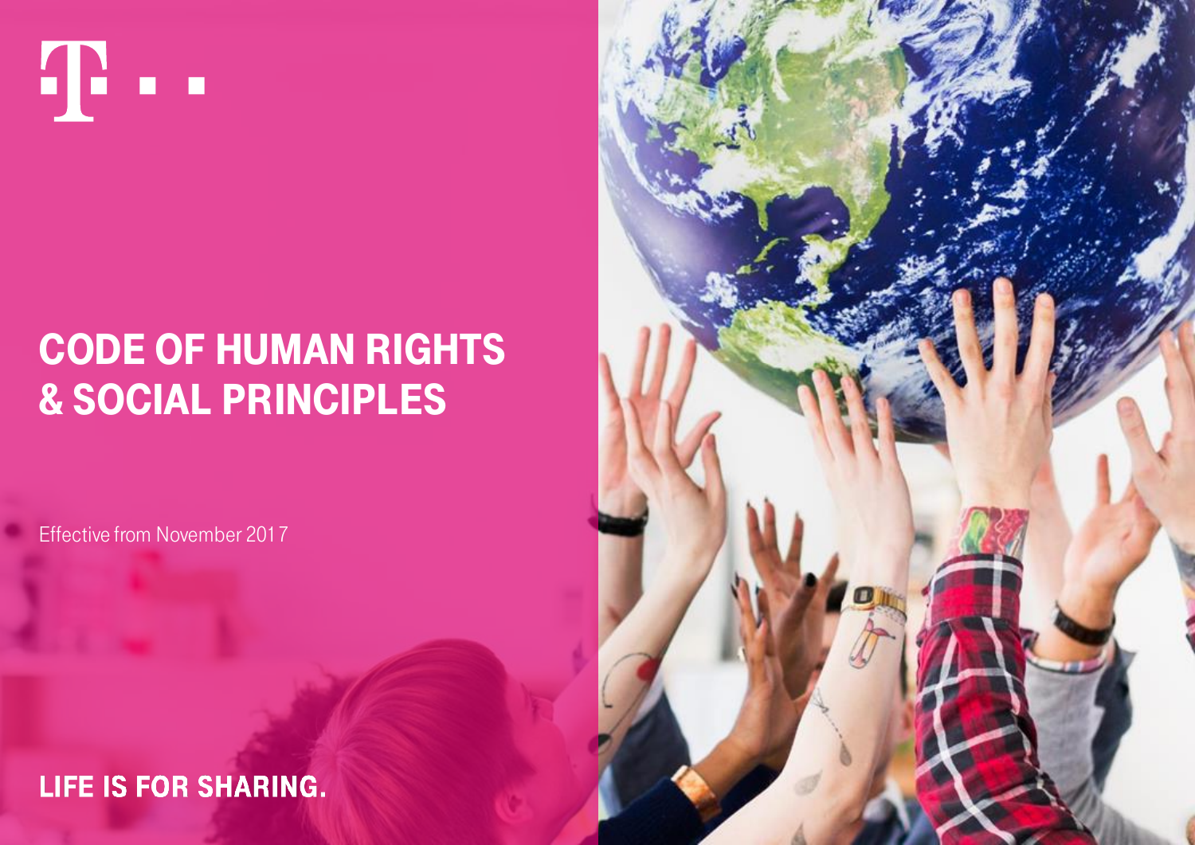# CODE OF HUMAN RIGHTS & SOCIAL PRINCIPLES

Effective from November 2017

**LIFE IS FOR SHARING.**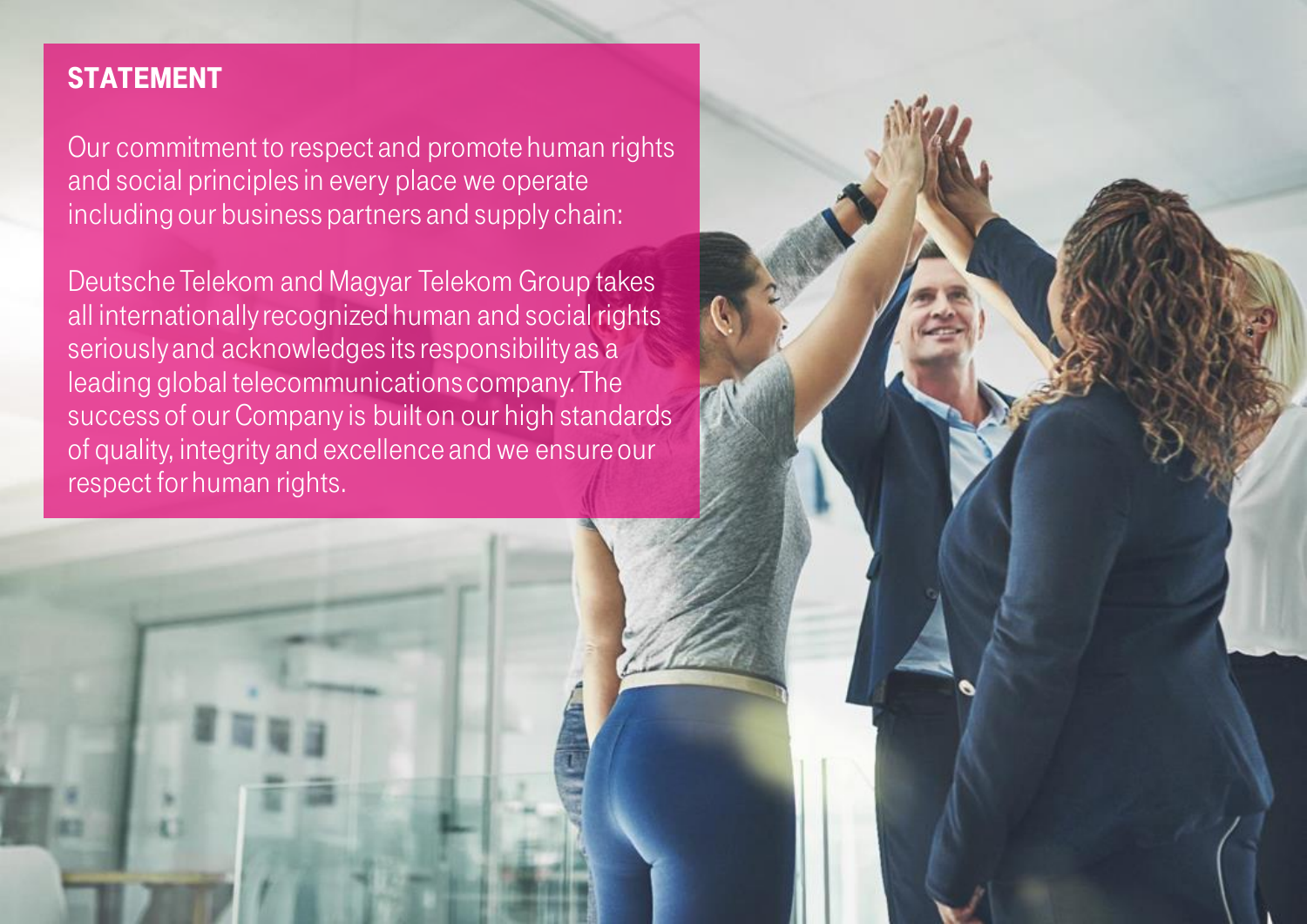## STATEMENT

Our commitment to respect and promote human rights and social principles in every place we operate including our business partners and supply chain:

Deutsche Telekom and Magyar Telekom Group takes all internationally recognized human and social rights seriously and acknowledges its responsibility as a leading global telecommunications company. The success of our Company is built on our high standards of quality, integrity and excellence and we ensure our respect for human rights.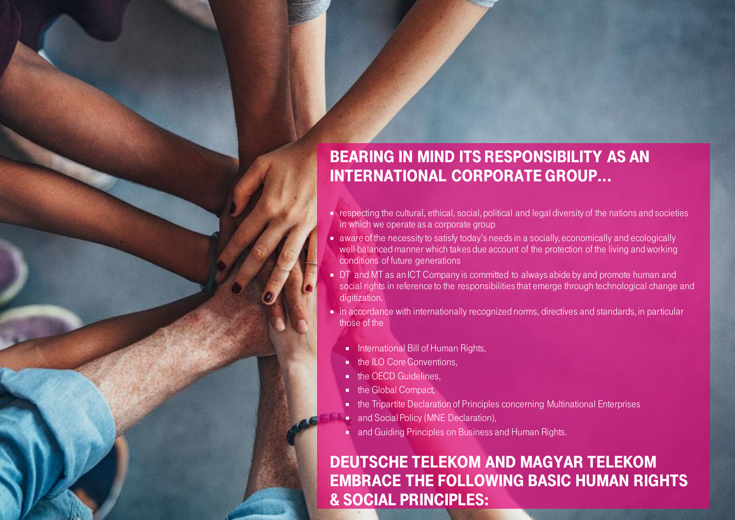## BEARING IN MIND ITS RESPONSIBILITY AS AN INTERNATIONAL CORPORATE GROUP...

- respecting the cultural, ethical, social, political and legal diversity of the nations and societies in which we operate as a corporate group
- aware of the necessity to satisfy today's needs in a socially, economically and ecologically well-balanced manner which takes due account of the protection of the living and working conditions of future generations
- DT and MT as an ICT Company is committed to always abide by and promote human and social rights in reference to the responsibilities that emerge through technological change and digitization.
- in accordance with internationally recognized norms, directives and standards, in particular those of the
  - International Bill of Human Rights,
  - the ILO Core Conventions,
  - the OECD Guidelines,
  - the Global Compact,
  - the Tripartite Declaration of Principles concerning Multinational Enterprises
  - and Social Policy (MNE Declaration),
  - and Guiding Principles on Business and Human Rights.

## DEUTSCHE TELEKOM AND MAGYAR TELEKOM EMBRACE THE FOLLOWING BASIC HUMAN RIGHTS & SOCIAL PRINCIPLES: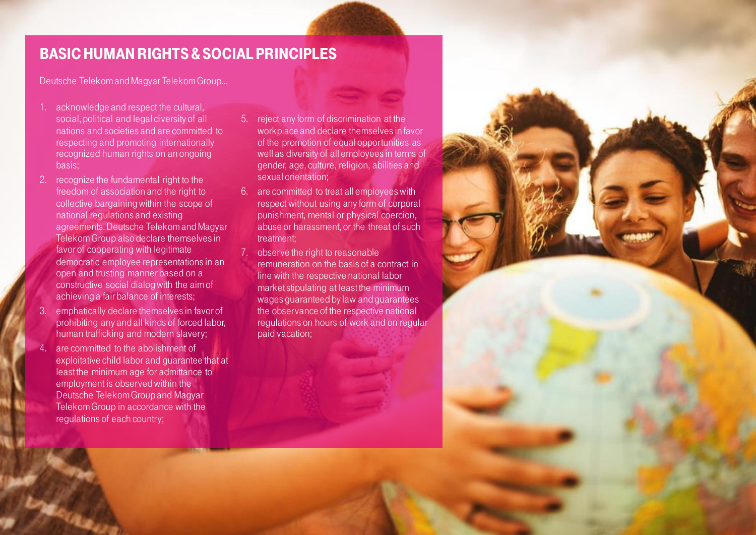## BASIC HUMAN RIGHTS & SOCIAL PRINCIPLES

Deutsche Telekom and Magyar Telekom Group...

1. acknowledge and respect the cultural, social, political and legal diversity of all nations and societies and are committed to respecting and promoting internationally recognized human rights on an ongoing basis;
2. recognize the fundamental right to the freedom of association and the right to collective bargaining within the scope of national regulations and existing agreements. Deutsche Telekom and Magyar Telekom Group also declare themselves in favor of cooperating with legitimate democratic employee representations in an open and trusting manner based on a constructive social dialog with the aim of achieving a fair balance of interests;
3. emphatically declare themselves in favor of prohibiting any and all kinds of forced labor, human trafficking and modern slavery;
4. are committed to the abolishment of exploitative child labor and guarantee that at least the minimum age for admittance to employment is observed within the Deutsche Telekom Group and Magyar Telekom Group in accordance with the regulations of each country;
5. reject any form of discrimination at the workplace and declare themselves in favor of the promotion of equal opportunities as well as diversity of all employees in terms of gender, age, culture, religion, abilities and sexual orientation;
6. are committed to treat all employees with respect without using any form of corporal punishment, mental or physical coercion, abuse or harassment, or the threat of such treatment;
7. observe the right to reasonable remuneration on the basis of a contract in line with the respective national labor market stipulating at least the minimum wages guaranteed by law and guarantees the observance of the respective national regulations on hours of work and on regular paid vacation;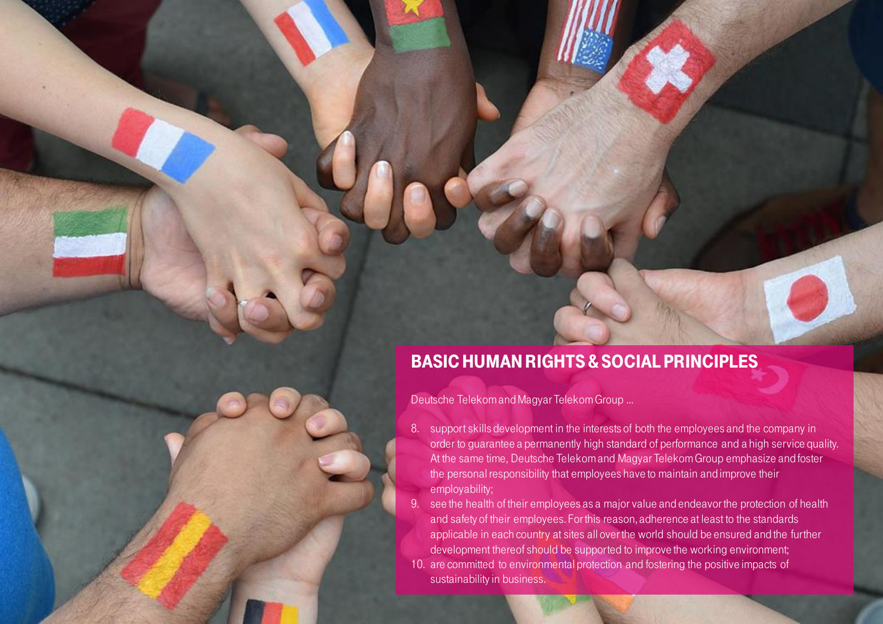## BASIC HUMAN RIGHTS & SOCIAL PRINCIPLES

Deutsche Telekom and Magyar Telekom Group ...

8. support skills development in the interests of both the employees and the company in order to guarantee a permanently high standard of performance and a high service quality. At the same time, Deutsche Telekom and Magyar Telekom Group emphasize and foster the personal responsibility that employees have to maintain and improve their employability;
9. see the health of their employees as a major value and endeavor the protection of health and safety of their employees. For this reason, adherence at least to the standards applicable in each country at sites all over the world should be ensured and the further development thereof should be supported to improve the working environment;
10. are committed to environmental protection and fostering the positive impacts of sustainability in business.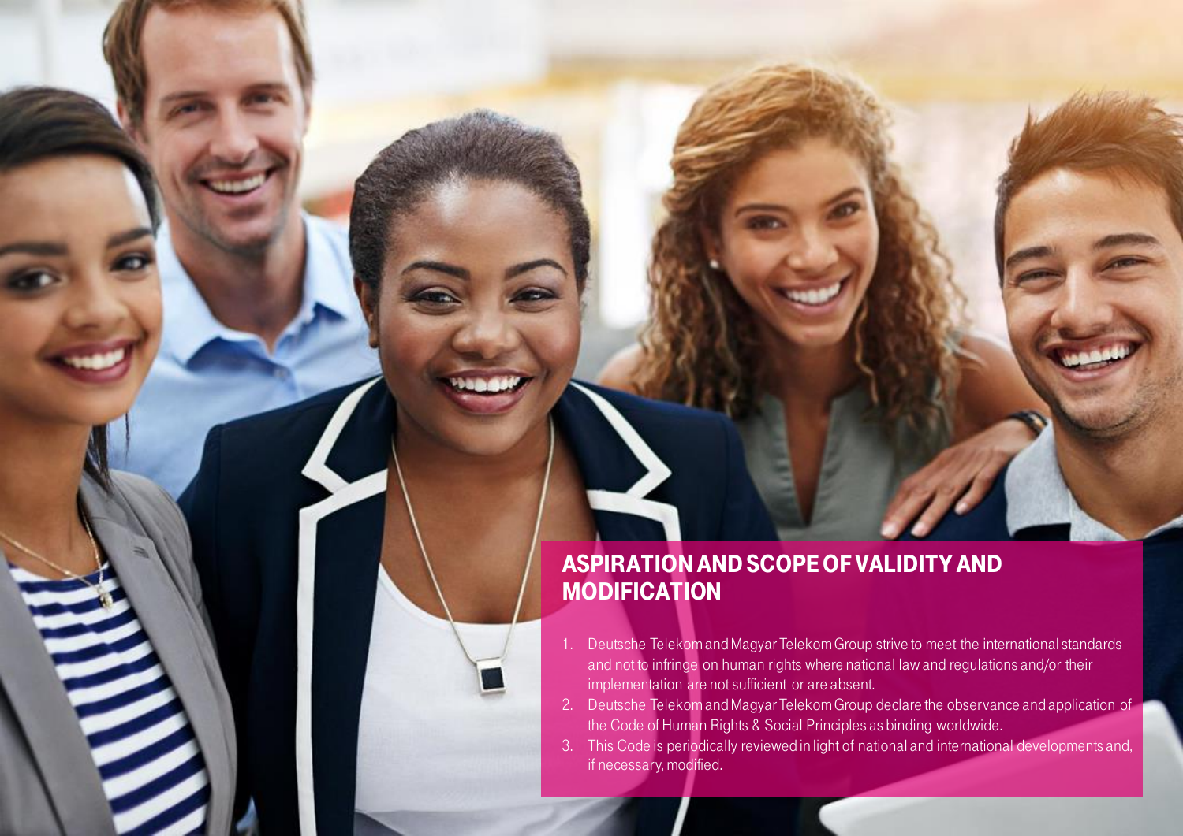## ASPIRATION AND SCOPE OF VALIDITY AND MODIFICATION

1. Deutsche Telekom and Magyar Telekom Group strive to meet the international standards and not to infringe on human rights where national law and regulations and/or their implementation are not sufficient or are absent.
2. Deutsche Telekom and Magyar Telekom Group declare the observance and application of the Code of Human Rights & Social Principles as binding worldwide.
3. This Code is periodically reviewed in light of national and international developments and, if necessary, modified.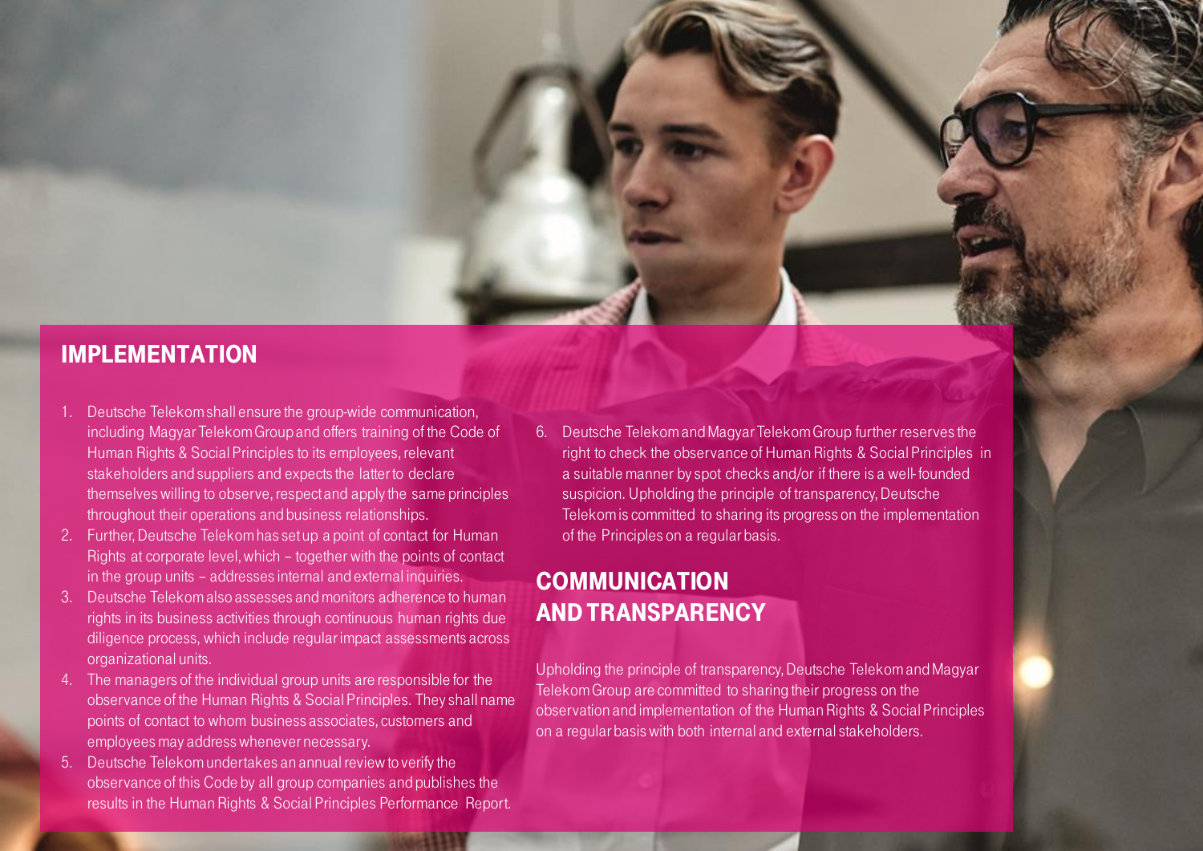## IMPLEMENTATION

1. Deutsche Telekom shall ensure the group-wide communication, including Magyar Telekom Group and offers training of the Code of Human Rights & Social Principles to its employees, relevant stakeholders and suppliers and expects the latter to declare themselves willing to observe, respect and apply the same principles throughout their operations and business relationships.
2. Further, Deutsche Telekom has set up a point of contact for Human Rights at corporate level, which – together with the points of contact in the group units – addresses internal and external inquiries.
3. Deutsche Telekom also assesses and monitors adherence to human rights in its business activities through continuous human rights due diligence process, which include regular impact assessments across organizational units.
4. The managers of the individual group units are responsible for the observance of the Human Rights & Social Principles. They shall name points of contact to whom business associates, customers and employees may address whenever necessary.
5. Deutsche Telekom undertakes an annual review to verify the observance of this Code by all group companies and publishes the results in the Human Rights & Social Principles Performance Report.
6. Deutsche Telekom and Magyar Telekom Group further reserves the right to check the observance of Human Rights & Social Principles in a suitable manner by spot checks and/or if there is a well-founded suspicion. Upholding the principle of transparency, Deutsche Telekom is committed to sharing its progress on the implementation of the Principles on a regular basis.

## COMMUNICATION AND TRANSPARENCY

Upholding the principle of transparency, Deutsche Telekom and Magyar Telekom Group are committed to sharing their progress on the observation and implementation of the Human Rights & Social Principles on a regular basis with both internal and external stakeholders.